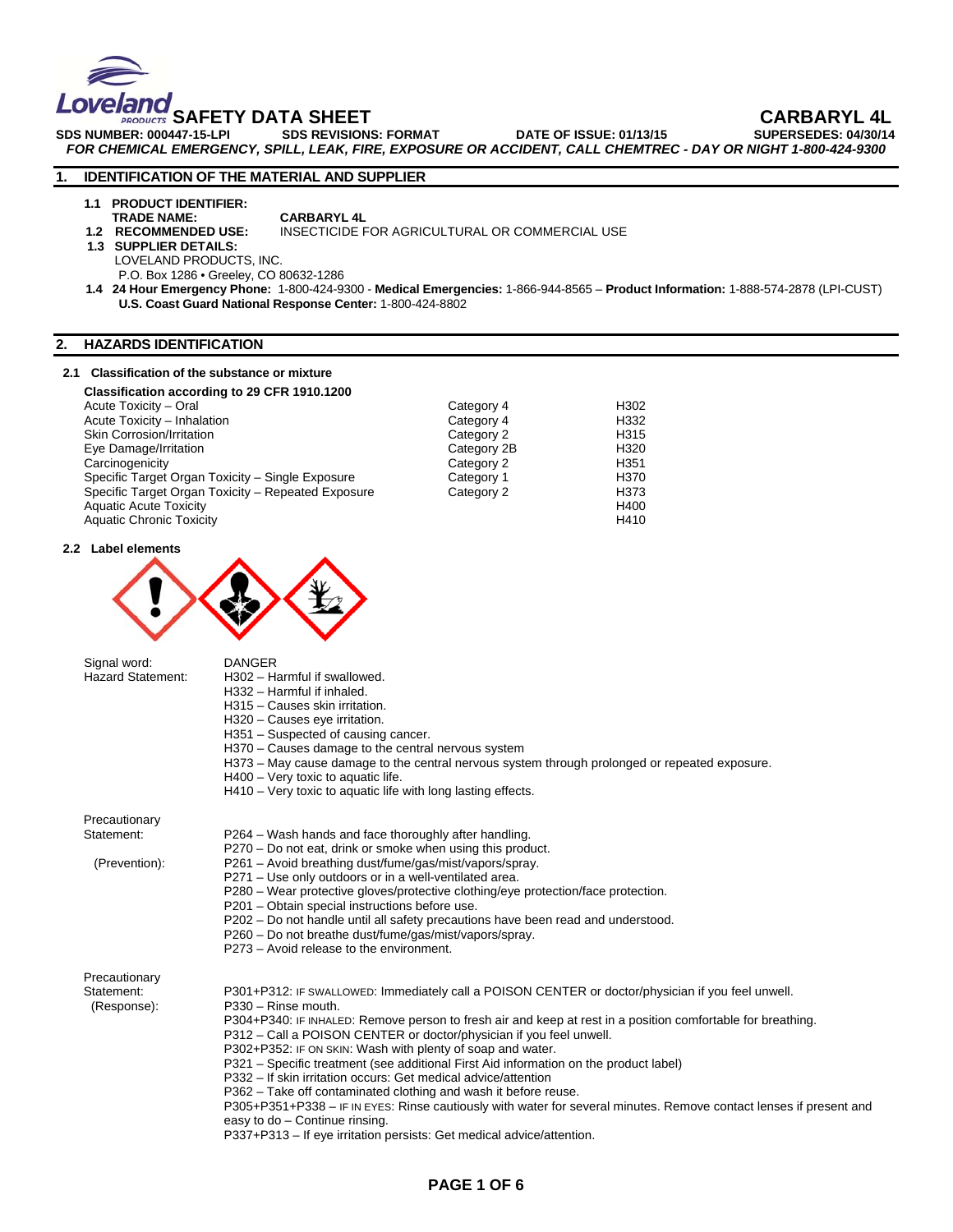# SAFETY DATA SHEET — CARBARYL 4L

**SDS NUMBER: 000447-15-LPI** **SDS REVISIONS: FORMAT** **DATE OF ISSUE: 01/13/15** **SUPERSEDES: 04/30/14**

***FOR CHEMICAL EMERGENCY, SPILL, LEAK, FIRE, EXPOSURE OR ACCIDENT, CALL CHEMTREC - DAY OR NIGHT 1-800-424-9300***

## 1. IDENTIFICATION OF THE MATERIAL AND SUPPLIER

**1.1 PRODUCT IDENTIFIER:**
**TRADE NAME:** **CARBARYL 4L**

**1.2 RECOMMENDED USE:** INSECTICIDE FOR AGRICULTURAL OR COMMERCIAL USE

**1.3 SUPPLIER DETAILS:**
LOVELAND PRODUCTS, INC.
P.O. Box 1286 • Greeley, CO 80632-1286

**1.4 24 Hour Emergency Phone:** 1-800-424-9300 - **Medical Emergencies:** 1-866-944-8565 – **Product Information:** 1-888-574-2878 (LPI-CUST)
**U.S. Coast Guard National Response Center:** 1-800-424-8802

## 2. HAZARDS IDENTIFICATION

### 2.1 Classification of the substance or mixture

**Classification according to 29 CFR 1910.1200**

| Hazard | Category | Code |
|---|---|---|
| Acute Toxicity – Oral | Category 4 | H302 |
| Acute Toxicity – Inhalation | Category 4 | H332 |
| Skin Corrosion/Irritation | Category 2 | H315 |
| Eye Damage/Irritation | Category 2B | H320 |
| Carcinogenicity | Category 2 | H351 |
| Specific Target Organ Toxicity – Single Exposure | Category 1 | H370 |
| Specific Target Organ Toxicity – Repeated Exposure | Category 2 | H373 |
| Aquatic Acute Toxicity | | H400 |
| Aquatic Chronic Toxicity | | H410 |

### 2.2 Label elements

Signal word: DANGER

Hazard Statement:
- H302 – Harmful if swallowed.
- H332 – Harmful if inhaled.
- H315 – Causes skin irritation.
- H320 – Causes eye irritation.
- H351 – Suspected of causing cancer.
- H370 – Causes damage to the central nervous system
- H373 – May cause damage to the central nervous system through prolonged or repeated exposure.
- H400 – Very toxic to aquatic life.
- H410 – Very toxic to aquatic life with long lasting effects.

Precautionary Statement (Prevention):
- P264 – Wash hands and face thoroughly after handling.
- P270 – Do not eat, drink or smoke when using this product.
- P261 – Avoid breathing dust/fume/gas/mist/vapors/spray.
- P271 – Use only outdoors or in a well-ventilated area.
- P280 – Wear protective gloves/protective clothing/eye protection/face protection.
- P201 – Obtain special instructions before use.
- P202 – Do not handle until all safety precautions have been read and understood.
- P260 – Do not breathe dust/fume/gas/mist/vapors/spray.
- P273 – Avoid release to the environment.

Precautionary Statement (Response):
- P301+P312: IF SWALLOWED: Immediately call a POISON CENTER or doctor/physician if you feel unwell.
- P330 – Rinse mouth.
- P304+P340: IF INHALED: Remove person to fresh air and keep at rest in a position comfortable for breathing.
- P312 – Call a POISON CENTER or doctor/physician if you feel unwell.
- P302+P352: IF ON SKIN: Wash with plenty of soap and water.
- P321 – Specific treatment (see additional First Aid information on the product label)
- P332 – If skin irritation occurs: Get medical advice/attention
- P362 – Take off contaminated clothing and wash it before reuse.
- P305+P351+P338 – IF IN EYES: Rinse cautiously with water for several minutes. Remove contact lenses if present and easy to do – Continue rinsing.
- P337+P313 – If eye irritation persists: Get medical advice/attention.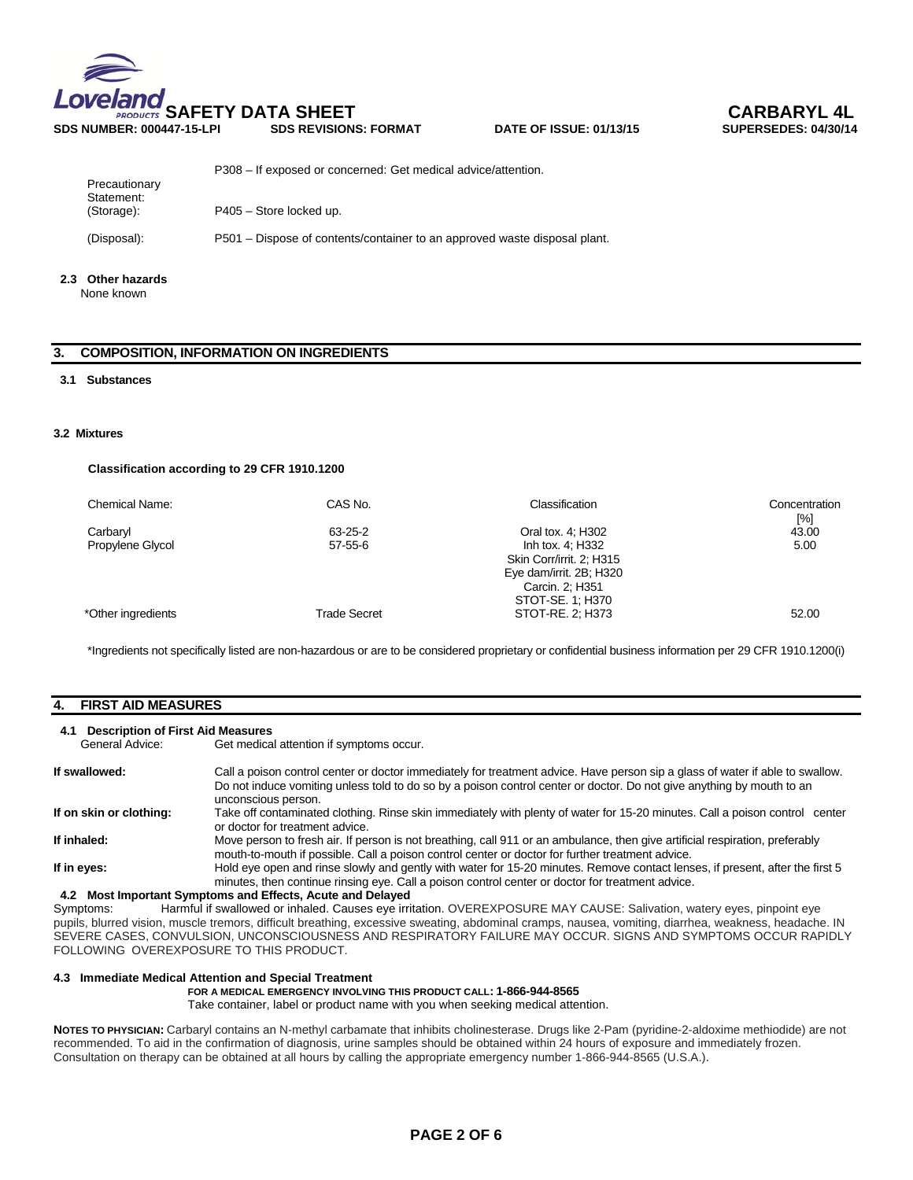| | |
|---|---|
| | P308 – If exposed or concerned: Get medical advice/attention. |
| Precautionary Statement: (Storage): | P405 – Store locked up. |
| (Disposal): | P501 – Dispose of contents/container to an approved waste disposal plant. |

**2.3 Other hazards**
None known

## 3. COMPOSITION, INFORMATION ON INGREDIENTS

**3.1 Substances**

**3.2 Mixtures**

**Classification according to 29 CFR 1910.1200**

| Chemical Name: | CAS No. | Classification | Concentration [%] |
|---|---|---|---|
| Carbaryl | 63-25-2 | Oral tox. 4; H302 | 43.00 |
| Propylene Glycol | 57-55-6 | Inh tox. 4; H332 | 5.00 |
| | | Skin Corr/irrit. 2; H315 | |
| | | Eye dam/irrit. 2B; H320 | |
| | | Carcin. 2; H351 | |
| | | STOT-SE. 1; H370 | |
| *Other ingredients | Trade Secret | STOT-RE. 2; H373 | 52.00 |

*Ingredients not specifically listed are non-hazardous or are to be considered proprietary or confidential business information per 29 CFR 1910.1200(i)

## 4. FIRST AID MEASURES

**4.1 Description of First Aid Measures**

General Advice: Get medical attention if symptoms occur.

**If swallowed:** Call a poison control center or doctor immediately for treatment advice. Have person sip a glass of water if able to swallow. Do not induce vomiting unless told to do so by a poison control center or doctor. Do not give anything by mouth to an unconscious person.

**If on skin or clothing:** Take off contaminated clothing. Rinse skin immediately with plenty of water for 15-20 minutes. Call a poison control center or doctor for treatment advice.

**If inhaled:** Move person to fresh air. If person is not breathing, call 911 or an ambulance, then give artificial respiration, preferably mouth-to-mouth if possible. Call a poison control center or doctor for further treatment advice.

**If in eyes:** Hold eye open and rinse slowly and gently with water for 15-20 minutes. Remove contact lenses, if present, after the first 5 minutes, then continue rinsing eye. Call a poison control center or doctor for treatment advice.

**4.2 Most Important Symptoms and Effects, Acute and Delayed**

Symptoms: Harmful if swallowed or inhaled. Causes eye irritation. OVEREXPOSURE MAY CAUSE: Salivation, watery eyes, pinpoint eye pupils, blurred vision, muscle tremors, difficult breathing, excessive sweating, abdominal cramps, nausea, vomiting, diarrhea, weakness, headache. IN SEVERE CASES, CONVULSION, UNCONSCIOUSNESS AND RESPIRATORY FAILURE MAY OCCUR. SIGNS AND SYMPTOMS OCCUR RAPIDLY FOLLOWING OVEREXPOSURE TO THIS PRODUCT.

**4.3 Immediate Medical Attention and Special Treatment**

**FOR A MEDICAL EMERGENCY INVOLVING THIS PRODUCT CALL: 1-866-944-8565**
Take container, label or product name with you when seeking medical attention.

**NOTES TO PHYSICIAN:** Carbaryl contains an N-methyl carbamate that inhibits cholinesterase. Drugs like 2-Pam (pyridine-2-aldoxime methiodide) are not recommended. To aid in the confirmation of diagnosis, urine samples should be obtained within 24 hours of exposure and immediately frozen. Consultation on therapy can be obtained at all hours by calling the appropriate emergency number 1-866-944-8565 (U.S.A.).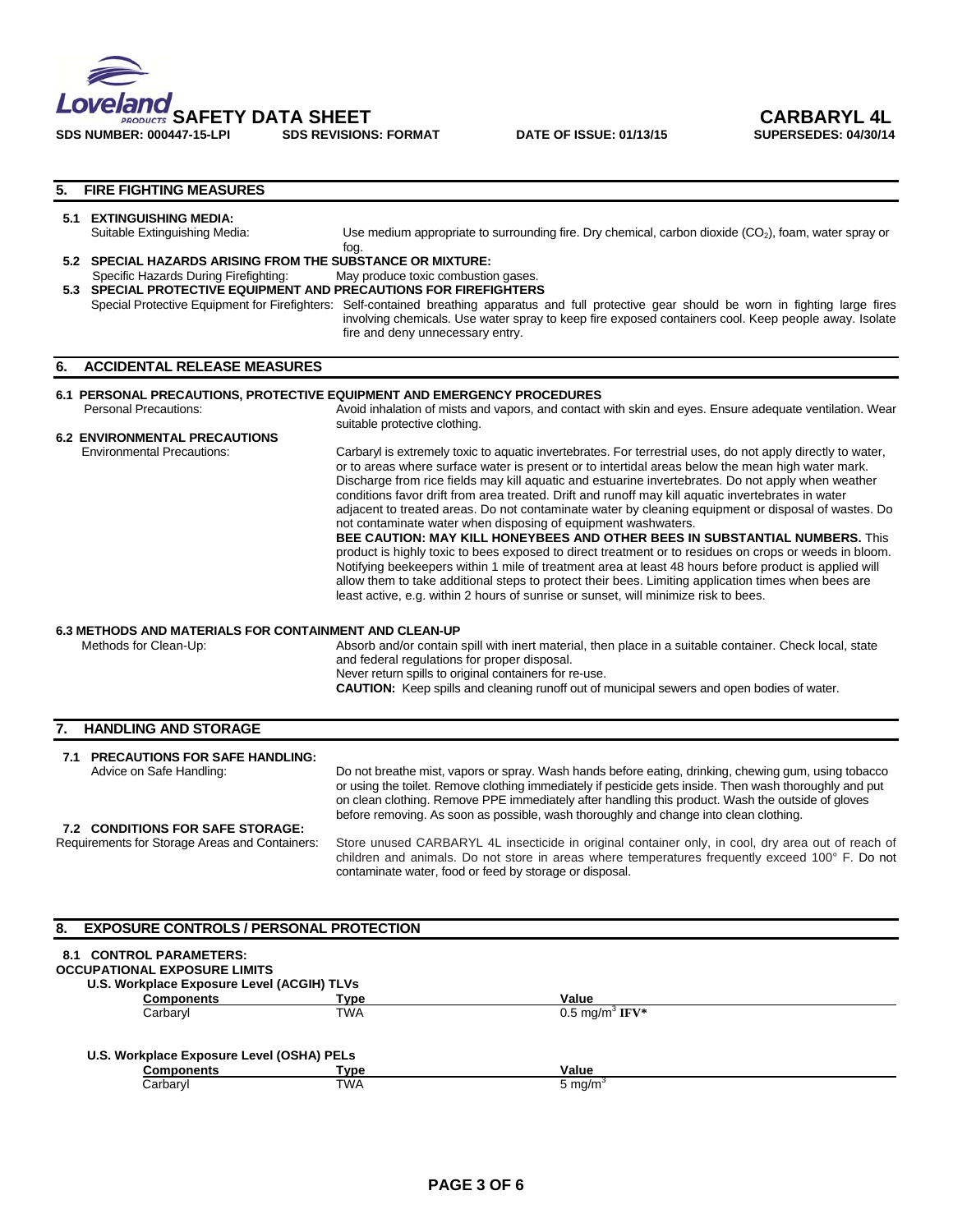## 5. FIRE FIGHTING MEASURES

### 5.1 EXTINGUISHING MEDIA:

Suitable Extinguishing Media: Use medium appropriate to surrounding fire. Dry chemical, carbon dioxide ($CO_2$), foam, water spray or fog.

### 5.2 SPECIAL HAZARDS ARISING FROM THE SUBSTANCE OR MIXTURE:

Specific Hazards During Firefighting: May produce toxic combustion gases.

### 5.3 SPECIAL PROTECTIVE EQUIPMENT AND PRECAUTIONS FOR FIREFIGHTERS

Special Protective Equipment for Firefighters: Self-contained breathing apparatus and full protective gear should be worn in fighting large fires involving chemicals. Use water spray to keep fire exposed containers cool. Keep people away. Isolate fire and deny unnecessary entry.

## 6. ACCIDENTAL RELEASE MEASURES

### 6.1 PERSONAL PRECAUTIONS, PROTECTIVE EQUIPMENT AND EMERGENCY PROCEDURES

Personal Precautions: Avoid inhalation of mists and vapors, and contact with skin and eyes. Ensure adequate ventilation. Wear suitable protective clothing.

### 6.2 ENVIRONMENTAL PRECAUTIONS

Environmental Precautions: Carbaryl is extremely toxic to aquatic invertebrates. For terrestrial uses, do not apply directly to water, or to areas where surface water is present or to intertidal areas below the mean high water mark. Discharge from rice fields may kill aquatic and estuarine invertebrates. Do not apply when weather conditions favor drift from area treated. Drift and runoff may kill aquatic invertebrates in water adjacent to treated areas. Do not contaminate water by cleaning equipment or disposal of wastes. Do not contaminate water when disposing of equipment washwaters.

**BEE CAUTION: MAY KILL HONEYBEES AND OTHER BEES IN SUBSTANTIAL NUMBERS.** This product is highly toxic to bees exposed to direct treatment or to residues on crops or weeds in bloom. Notifying beekeepers within 1 mile of treatment area at least 48 hours before product is applied will allow them to take additional steps to protect their bees. Limiting application times when bees are least active, e.g. within 2 hours of sunrise or sunset, will minimize risk to bees.

### 6.3 METHODS AND MATERIALS FOR CONTAINMENT AND CLEAN-UP

Methods for Clean-Up: Absorb and/or contain spill with inert material, then place in a suitable container. Check local, state and federal regulations for proper disposal.
Never return spills to original containers for re-use.
**CAUTION:** Keep spills and cleaning runoff out of municipal sewers and open bodies of water.

## 7. HANDLING AND STORAGE

### 7.1 PRECAUTIONS FOR SAFE HANDLING:

Advice on Safe Handling: Do not breathe mist, vapors or spray. Wash hands before eating, drinking, chewing gum, using tobacco or using the toilet. Remove clothing immediately if pesticide gets inside. Then wash thoroughly and put on clean clothing. Remove PPE immediately after handling this product. Wash the outside of gloves before removing. As soon as possible, wash thoroughly and change into clean clothing.

### 7.2 CONDITIONS FOR SAFE STORAGE:

Requirements for Storage Areas and Containers: Store unused CARBARYL 4L insecticide in original container only, in cool, dry area out of reach of children and animals. Do not store in areas where temperatures frequently exceed 100° F. Do not contaminate water, food or feed by storage or disposal.

## 8. EXPOSURE CONTROLS / PERSONAL PROTECTION

### 8.1 CONTROL PARAMETERS:

**OCCUPATIONAL EXPOSURE LIMITS**

**U.S. Workplace Exposure Level (ACGIH) TLVs**

| Components | Type | Value |
|---|---|---|
| Carbaryl | TWA | 0.5 mg/m$^3$ **IFV*** |

**U.S. Workplace Exposure Level (OSHA) PELs**

| Components | Type | Value |
|---|---|---|
| Carbaryl | TWA | 5 mg/m$^3$ |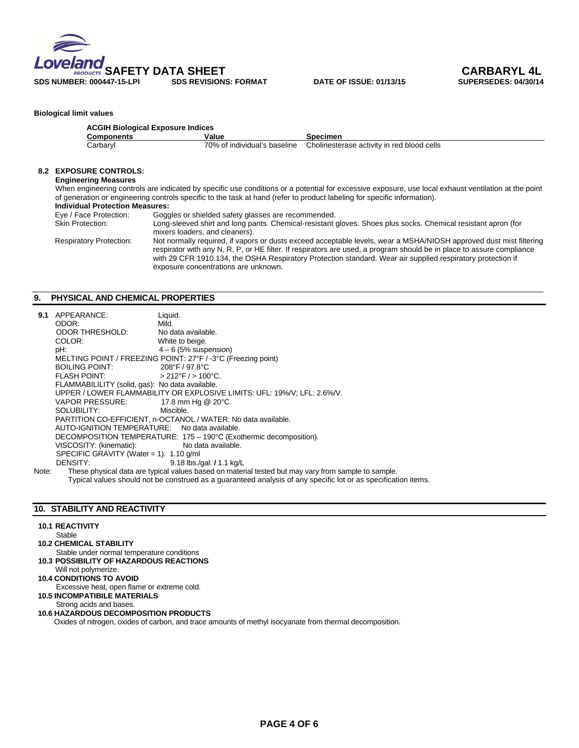**Biological limit values**

**ACGIH Biological Exposure Indices**

| Components | Value | Specimen |
|---|---|---|
| Carbaryl | 70% of individual's baseline | Cholinesterase activity in red blood cells |

### 8.2 EXPOSURE CONTROLS:

**Engineering Measures**

When engineering controls are indicated by specific use conditions or a potential for excessive exposure, use local exhaust ventilation at the point of generation or engineering controls specific to the task at hand (refer to product labeling for specific information).

**Individual Protection Measures:**

| | |
|---|---|
| Eye / Face Protection: | Goggles or shielded safety glasses are recommended. |
| Skin Protection: | Long-sleeved shirt and long pants. Chemical-resistant gloves. Shoes plus socks. Chemical resistant apron (for mixers loaders, and cleaners). |
| Respiratory Protection: | Not normally required, if vapors or dusts exceed acceptable levels, wear a MSHA/NIOSH approved dust mist filtering respirator with any N, R, P, or HE filter. If respirators are used, a program should be in place to assure compliance with 29 CFR 1910.134, the OSHA Respiratory Protection standard. Wear air supplied respiratory protection if exposure concentrations are unknown. |

## 9. PHYSICAL AND CHEMICAL PROPERTIES

**9.1** APPEARANCE: Liquid.
ODOR: Mild.
ODOR THRESHOLD: No data available.
COLOR: White to beige.
pH: 4 – 6 (5% suspension)
MELTING POINT / FREEZING POINT: 27°F / -3°C (Freezing point)
BOILING POINT: 208°F / 97.8°C
FLASH POINT: > 212°F / > 100°C.
FLAMMABILILITY (solid, gas): No data available.
UPPER / LOWER FLAMMABILITY OR EXPLOSIVE LIMITS: UFL: 19%/V; LFL: 2.6%/V.
VAPOR PRESSURE: 17.8 mm Hg @ 20°C.
SOLUBILITY: Miscible.
PARTITION CO-EFFICIENT, n-OCTANOL / WATER: No data available.
AUTO-IGNITION TEMPERATURE: No data available.
DECOMPOSITION TEMPERATURE: 175 – 190°C (Exothermic decomposition).
VISCOSITY: (kinematic): No data available.
SPECIFIC GRAVITY (Water = 1): 1.10 g/ml
DENSITY: 9.18 lbs./gal. / 1.1 kg/L

Note: These physical data are typical values based on material tested but may vary from sample to sample. Typical values should not be construed as a guaranteed analysis of any specific lot or as specification items.

## 10. STABILITY AND REACTIVITY

**10.1 REACTIVITY**

Stable

**10.2 CHEMICAL STABILITY**

Stable under normal temperature conditions

**10.3 POSSIBILITY OF HAZARDOUS REACTIONS**

Will not polymerize.

**10.4 CONDITIONS TO AVOID**

Excessive heat, open flame or extreme cold.

**10.5 INCOMPATIBILE MATERIALS**

Strong acids and bases.

**10.6 HAZARDOUS DECOMPOSITION PRODUCTS**

Oxides of nitrogen, oxides of carbon, and trace amounts of methyl isocyanate from thermal decomposition.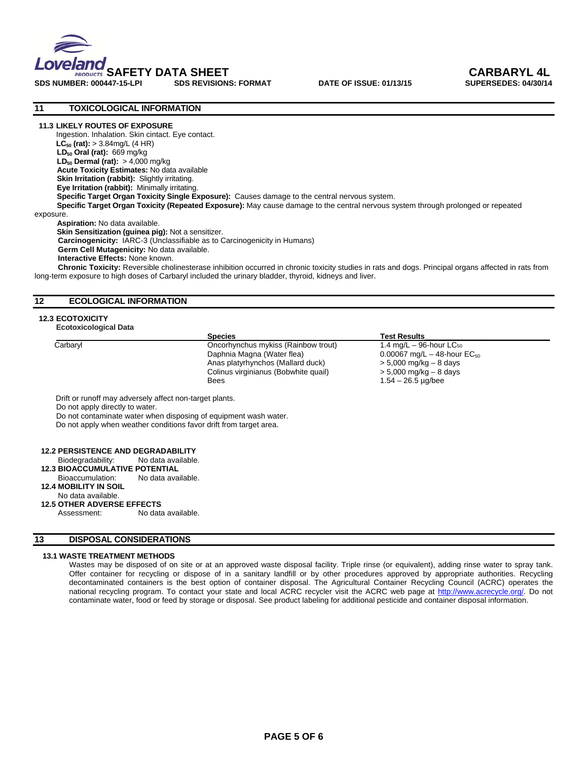## 11 TOXICOLOGICAL INFORMATION

### 11.3 LIKELY ROUTES OF EXPOSURE

Ingestion. Inhalation. Skin cintact. Eye contact.

**$LC_{50}$ (rat):** > 3.84mg/L (4 HR)

**$LD_{50}$ Oral (rat):** 669 mg/kg

**$LD_{50}$ Dermal (rat):** > 4,000 mg/kg

**Acute Toxicity Estimates:** No data available

**Skin Irritation (rabbit):** Slightly irritating.

**Eye Irritation (rabbit):** Minimally irritating.

**Specific Target Organ Toxicity Single Exposure):** Causes damage to the central nervous system.

**Specific Target Organ Toxicity (Repeated Exposure):** May cause damage to the central nervous system through prolonged or repeated exposure.

**Aspiration:** No data available.

**Skin Sensitization (guinea pig):** Not a sensitizer.

**Carcinogenicity:** IARC-3 (Unclassifiable as to Carcinogenicity in Humans)

**Germ Cell Mutagenicity:** No data available.

**Interactive Effects:** None known.

**Chronic Toxicity:** Reversible cholinesterase inhibition occurred in chronic toxicity studies in rats and dogs. Principal organs affected in rats from long-term exposure to high doses of Carbaryl included the urinary bladder, thyroid, kidneys and liver.

## 12 ECOLOGICAL INFORMATION

### 12.3 ECOTOXICITY

**Ecotoxicological Data**

| | Species | Test Results |
|---|---|---|
| Carbaryl | Oncorhynchus mykiss (Rainbow trout) | 1.4 mg/L – 96-hour $LC_{50}$ |
| | Daphnia Magna (Water flea) | 0.00067 mg/L – 48-hour $EC_{50}$ |
| | Anas platyrhynchos (Mallard duck) | > 5,000 mg/kg – 8 days |
| | Colinus virginianus (Bobwhite quail) | > 5,000 mg/kg – 8 days |
| | Bees | 1.54 – 26.5 µg/bee |

Drift or runoff may adversely affect non-target plants.
Do not apply directly to water.
Do not contaminate water when disposing of equipment wash water.
Do not apply when weather conditions favor drift from target area.

### 12.2 PERSISTENCE AND DEGRADABILITY

Biodegradability: No data available.

### 12.3 BIOACCUMULATIVE POTENTIAL

Bioaccumulation: No data available.

### 12.4 MOBILITY IN SOIL

No data available.

### 12.5 OTHER ADVERSE EFFECTS

Assessment: No data available.

## 13 DISPOSAL CONSIDERATIONS

### 13.1 WASTE TREATMENT METHODS

Wastes may be disposed of on site or at an approved waste disposal facility. Triple rinse (or equivalent), adding rinse water to spray tank. Offer container for recycling or dispose of in a sanitary landfill or by other procedures approved by appropriate authorities. Recycling decontaminated containers is the best option of container disposal. The Agricultural Container Recycling Council (ACRC) operates the national recycling program. To contact your state and local ACRC recycler visit the ACRC web page at http://www.acrecycle.org/. Do not contaminate water, food or feed by storage or disposal. See product labeling for additional pesticide and container disposal information.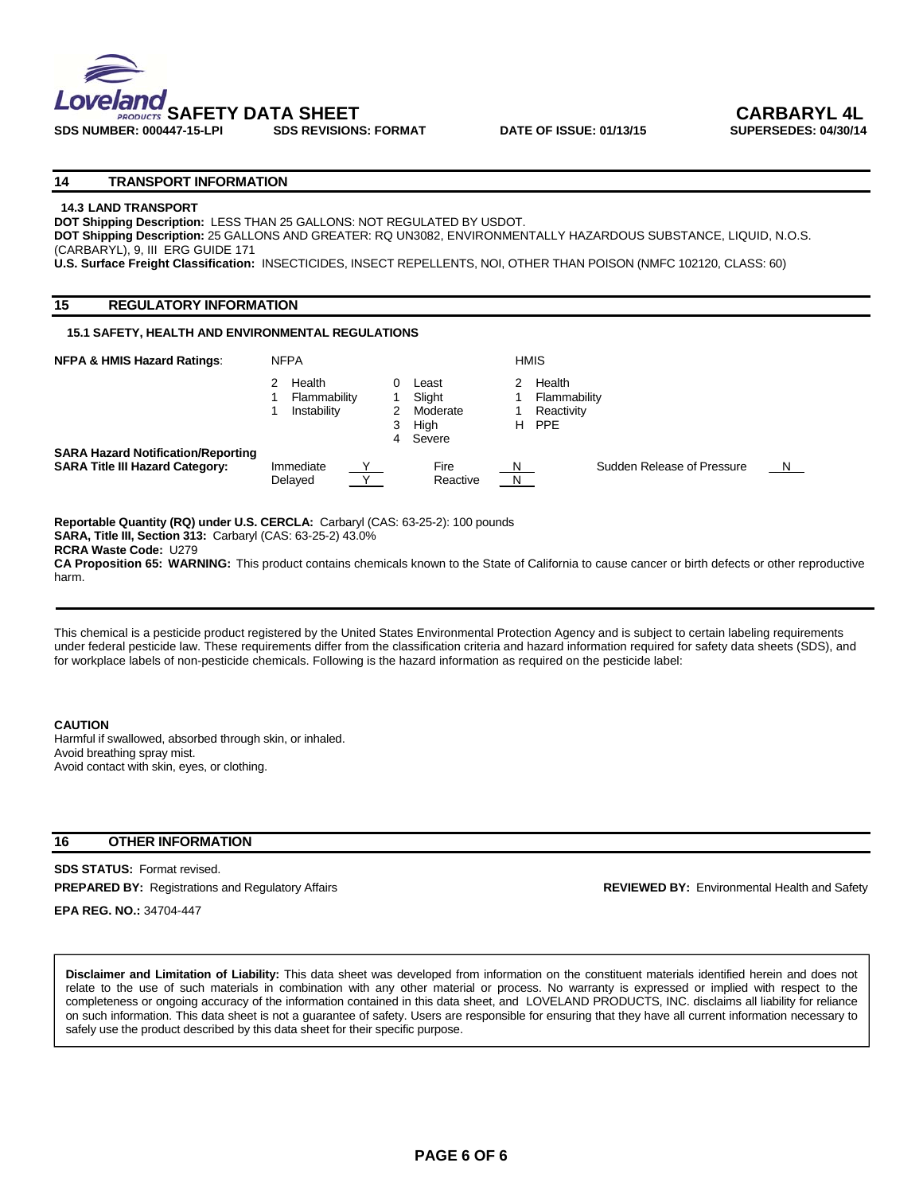## 14 TRANSPORT INFORMATION

**14.3 LAND TRANSPORT**

**DOT Shipping Description:** LESS THAN 25 GALLONS: NOT REGULATED BY USDOT.

**DOT Shipping Description:** 25 GALLONS AND GREATER: RQ UN3082, ENVIRONMENTALLY HAZARDOUS SUBSTANCE, LIQUID, N.O.S. (CARBARYL), 9, III ERG GUIDE 171

**U.S. Surface Freight Classification:** INSECTICIDES, INSECT REPELLENTS, NOI, OTHER THAN POISON (NMFC 102120, CLASS: 60)

## 15 REGULATORY INFORMATION

**15.1 SAFETY, HEALTH AND ENVIRONMENTAL REGULATIONS**

**NFPA & HMIS Hazard Ratings:**

| NFPA | | | HMIS |
|---|---|---|---|
| 2 Health | | 0 Least | 2 Health |
| 1 Flammability | | 1 Slight | 1 Flammability |
| 1 Instability | | 2 Moderate | 1 Reactivity |
| | | 3 High | H PPE |
| | | 4 Severe | |

**SARA Hazard Notification/Reporting**

**SARA Title III Hazard Category:**

| | | | | | |
|---|---|---|---|---|---|
| Immediate | Y | Fire | N | Sudden Release of Pressure | N |
| Delayed | Y | Reactive | N | | |

**Reportable Quantity (RQ) under U.S. CERCLA:** Carbaryl (CAS: 63-25-2): 100 pounds

**SARA, Title III, Section 313:** Carbaryl (CAS: 63-25-2) 43.0%

**RCRA Waste Code:** U279

**CA Proposition 65: WARNING:** This product contains chemicals known to the State of California to cause cancer or birth defects or other reproductive harm.

This chemical is a pesticide product registered by the United States Environmental Protection Agency and is subject to certain labeling requirements under federal pesticide law. These requirements differ from the classification criteria and hazard information required for safety data sheets (SDS), and for workplace labels of non-pesticide chemicals. Following is the hazard information as required on the pesticide label:

**CAUTION**

Harmful if swallowed, absorbed through skin, or inhaled.

Avoid breathing spray mist.

Avoid contact with skin, eyes, or clothing.

## 16 OTHER INFORMATION

**SDS STATUS:** Format revised.

**PREPARED BY:** Registrations and Regulatory Affairs

**REVIEWED BY:** Environmental Health and Safety

**EPA REG. NO.:** 34704-447

**Disclaimer and Limitation of Liability:** This data sheet was developed from information on the constituent materials identified herein and does not relate to the use of such materials in combination with any other material or process. No warranty is expressed or implied with respect to the completeness or ongoing accuracy of the information contained in this data sheet, and LOVELAND PRODUCTS, INC. disclaims all liability for reliance on such information. This data sheet is not a guarantee of safety. Users are responsible for ensuring that they have all current information necessary to safely use the product described by this data sheet for their specific purpose.